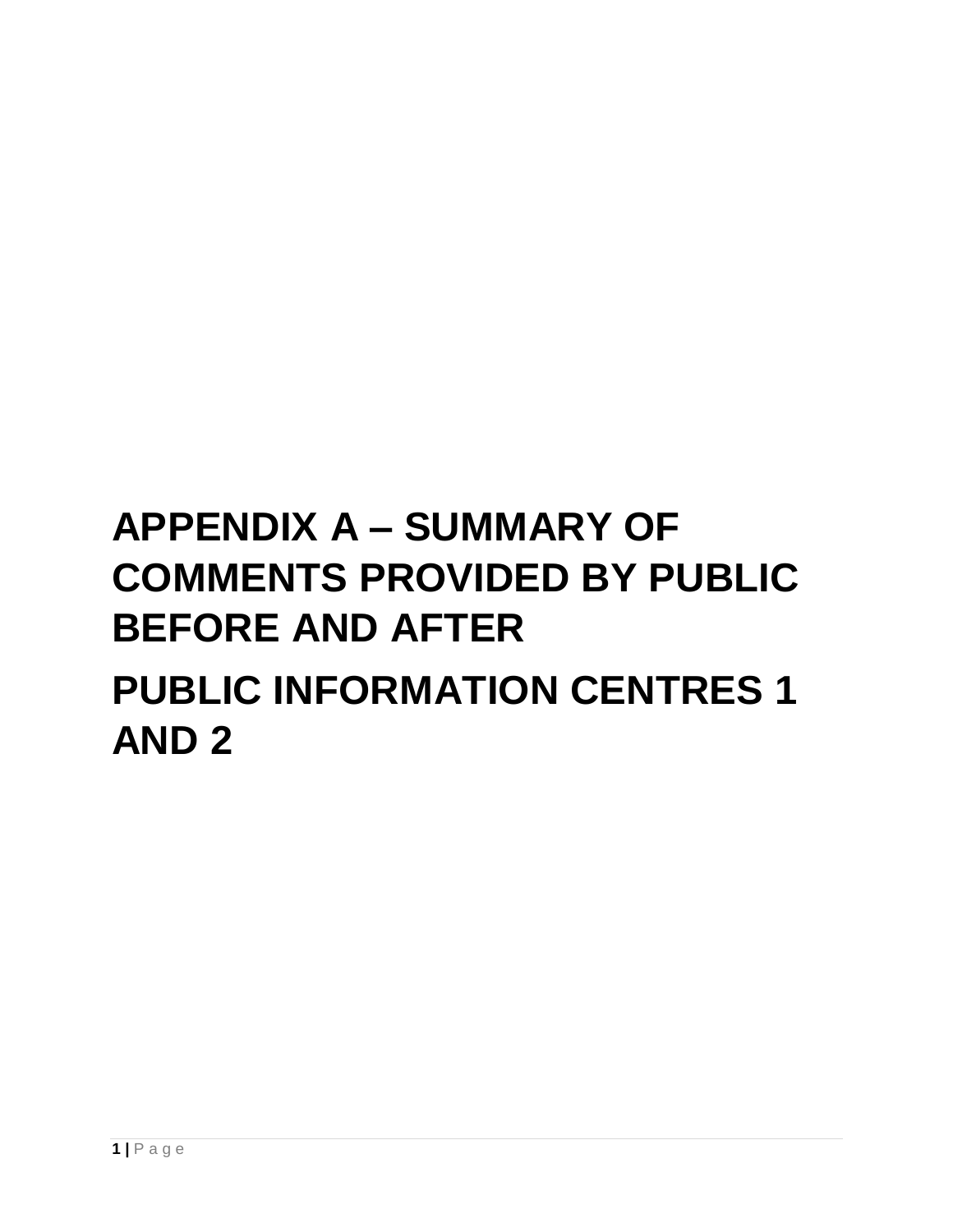# APPENDIX A – SUMMARY OF COMMENTS PROVIDED BY PUBLIC BEFORE AND AFTER

# PUBLIC INFORMATION CENTRES 1 AND 2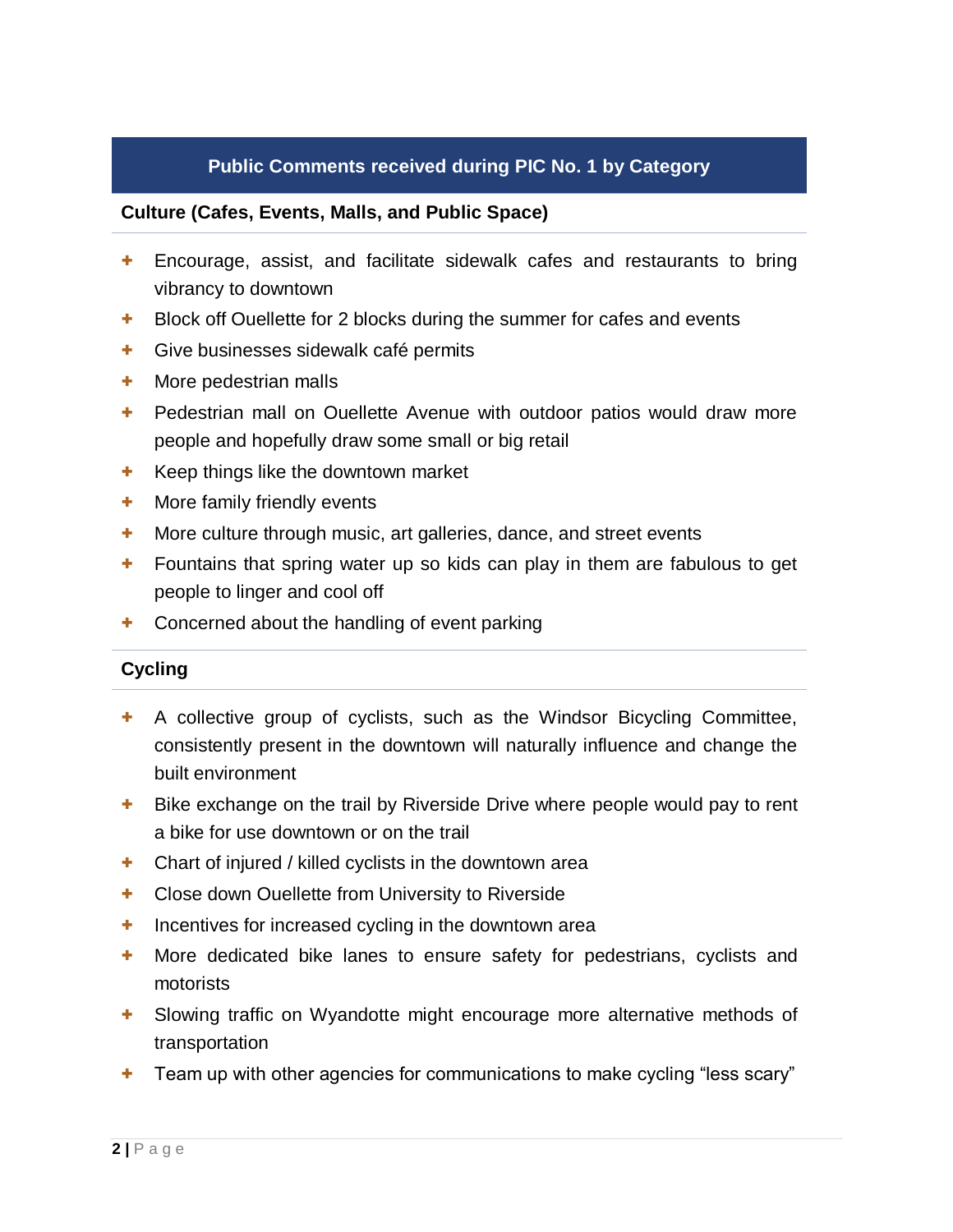## Public Comments received during PIC No. 1 by Category

### Culture (Cafes, Events, Malls, and Public Space)

- Encourage, assist, and facilitate sidewalk cafes and restaurants to bring vibrancy to downtown
- Block off Ouellette for 2 blocks during the summer for cafes and events
- Give businesses sidewalk café permits
- More pedestrian malls
- Pedestrian mall on Ouellette Avenue with outdoor patios would draw more people and hopefully draw some small or big retail
- Keep things like the downtown market
- More family friendly events
- More culture through music, art galleries, dance, and street events
- Fountains that spring water up so kids can play in them are fabulous to get people to linger and cool off
- Concerned about the handling of event parking

### Cycling

- A collective group of cyclists, such as the Windsor Bicycling Committee, consistently present in the downtown will naturally influence and change the built environment
- Bike exchange on the trail by Riverside Drive where people would pay to rent a bike for use downtown or on the trail
- Chart of injured / killed cyclists in the downtown area
- Close down Ouellette from University to Riverside
- Incentives for increased cycling in the downtown area
- More dedicated bike lanes to ensure safety for pedestrians, cyclists and motorists
- Slowing traffic on Wyandotte might encourage more alternative methods of transportation
- Team up with other agencies for communications to make cycling "less scary"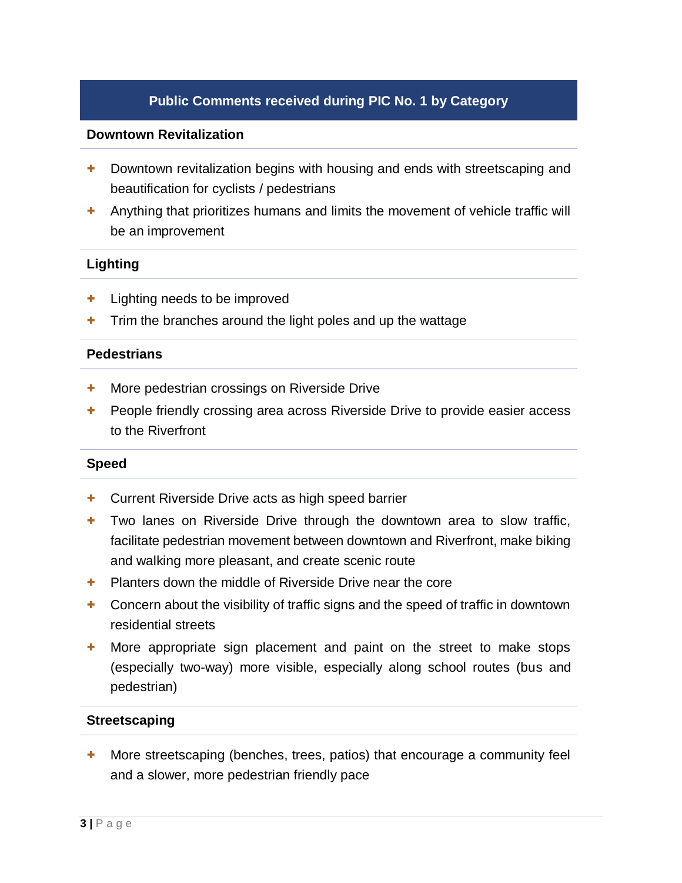## Public Comments received during PIC No. 1 by Category

### Downtown Revitalization

- Downtown revitalization begins with housing and ends with streetscaping and beautification for cyclists / pedestrians
- Anything that prioritizes humans and limits the movement of vehicle traffic will be an improvement

### Lighting

- Lighting needs to be improved
- Trim the branches around the light poles and up the wattage

### Pedestrians

- More pedestrian crossings on Riverside Drive
- People friendly crossing area across Riverside Drive to provide easier access to the Riverfront

### Speed

- Current Riverside Drive acts as high speed barrier
- Two lanes on Riverside Drive through the downtown area to slow traffic, facilitate pedestrian movement between downtown and Riverfront, make biking and walking more pleasant, and create scenic route
- Planters down the middle of Riverside Drive near the core
- Concern about the visibility of traffic signs and the speed of traffic in downtown residential streets
- More appropriate sign placement and paint on the street to make stops (especially two-way) more visible, especially along school routes (bus and pedestrian)

### Streetscaping

- More streetscaping (benches, trees, patios) that encourage a community feel and a slower, more pedestrian friendly pace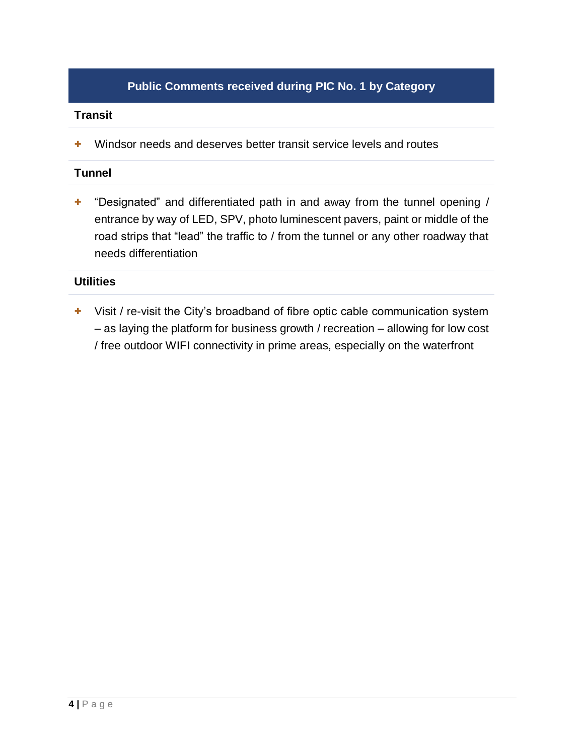## Public Comments received during PIC No. 1 by Category

### Transit

- Windsor needs and deserves better transit service levels and routes

### Tunnel

- "Designated" and differentiated path in and away from the tunnel opening / entrance by way of LED, SPV, photo luminescent pavers, paint or middle of the road strips that "lead" the traffic to / from the tunnel or any other roadway that needs differentiation

### Utilities

- Visit / re-visit the City's broadband of fibre optic cable communication system – as laying the platform for business growth / recreation – allowing for low cost / free outdoor WIFI connectivity in prime areas, especially on the waterfront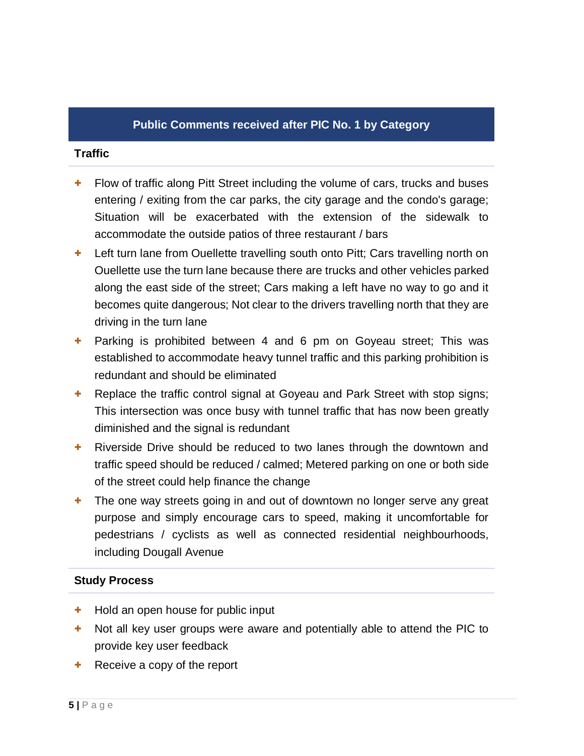## Public Comments received after PIC No. 1 by Category

### Traffic

- Flow of traffic along Pitt Street including the volume of cars, trucks and buses entering / exiting from the car parks, the city garage and the condo's garage; Situation will be exacerbated with the extension of the sidewalk to accommodate the outside patios of three restaurant / bars
- Left turn lane from Ouellette travelling south onto Pitt; Cars travelling north on Ouellette use the turn lane because there are trucks and other vehicles parked along the east side of the street; Cars making a left have no way to go and it becomes quite dangerous; Not clear to the drivers travelling north that they are driving in the turn lane
- Parking is prohibited between 4 and 6 pm on Goyeau street; This was established to accommodate heavy tunnel traffic and this parking prohibition is redundant and should be eliminated
- Replace the traffic control signal at Goyeau and Park Street with stop signs; This intersection was once busy with tunnel traffic that has now been greatly diminished and the signal is redundant
- Riverside Drive should be reduced to two lanes through the downtown and traffic speed should be reduced / calmed; Metered parking on one or both side of the street could help finance the change
- The one way streets going in and out of downtown no longer serve any great purpose and simply encourage cars to speed, making it uncomfortable for pedestrians / cyclists as well as connected residential neighbourhoods, including Dougall Avenue

### Study Process

- Hold an open house for public input
- Not all key user groups were aware and potentially able to attend the PIC to provide key user feedback
- Receive a copy of the report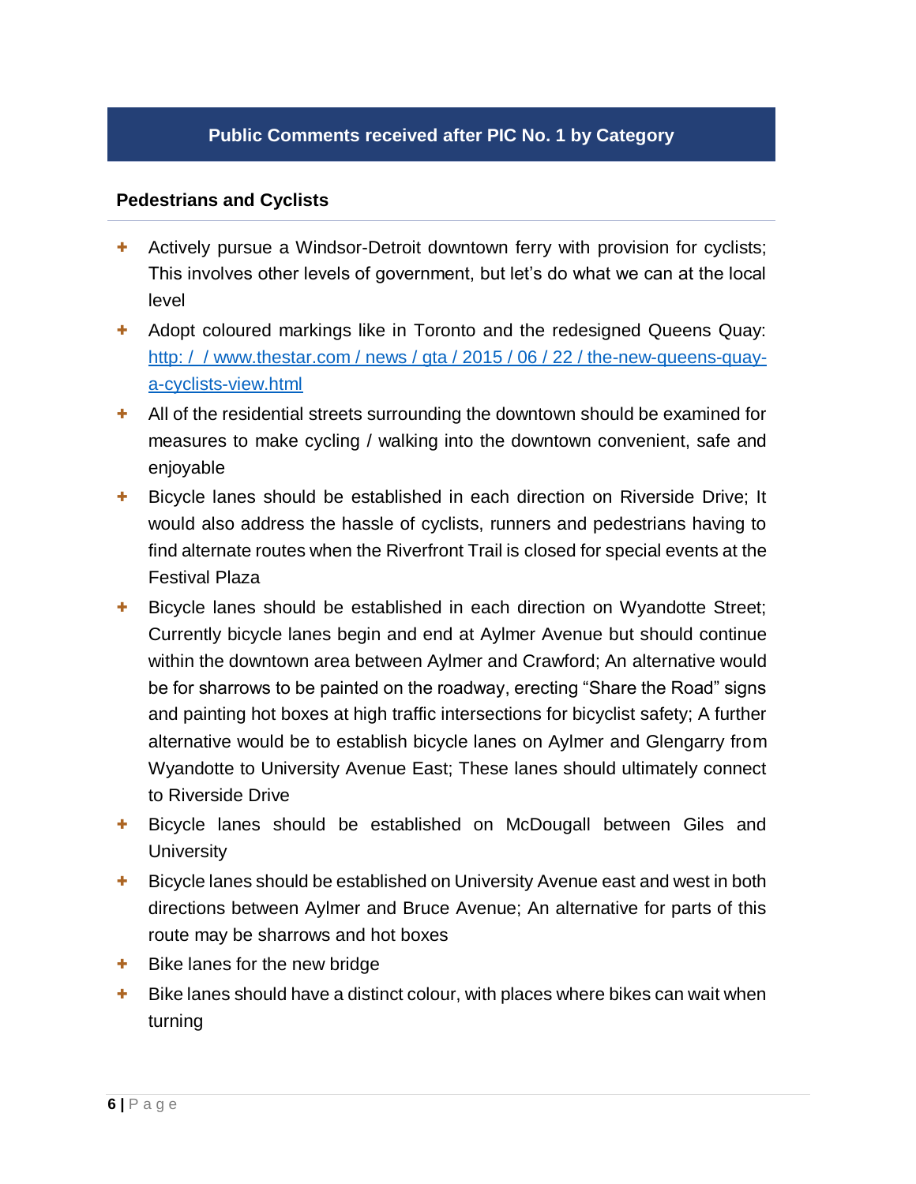## Public Comments received after PIC No. 1 by Category

### Pedestrians and Cyclists

- Actively pursue a Windsor-Detroit downtown ferry with provision for cyclists; This involves other levels of government, but let's do what we can at the local level
- Adopt coloured markings like in Toronto and the redesigned Queens Quay: [http: / / www.thestar.com / news / gta / 2015 / 06 / 22 / the-new-queens-quay-a-cyclists-view.html](http://www.thestar.com/news/gta/2015/06/22/the-new-queens-quay-a-cyclists-view.html)
- All of the residential streets surrounding the downtown should be examined for measures to make cycling / walking into the downtown convenient, safe and enjoyable
- Bicycle lanes should be established in each direction on Riverside Drive; It would also address the hassle of cyclists, runners and pedestrians having to find alternate routes when the Riverfront Trail is closed for special events at the Festival Plaza
- Bicycle lanes should be established in each direction on Wyandotte Street; Currently bicycle lanes begin and end at Aylmer Avenue but should continue within the downtown area between Aylmer and Crawford; An alternative would be for sharrows to be painted on the roadway, erecting "Share the Road" signs and painting hot boxes at high traffic intersections for bicyclist safety; A further alternative would be to establish bicycle lanes on Aylmer and Glengarry from Wyandotte to University Avenue East; These lanes should ultimately connect to Riverside Drive
- Bicycle lanes should be established on McDougall between Giles and University
- Bicycle lanes should be established on University Avenue east and west in both directions between Aylmer and Bruce Avenue; An alternative for parts of this route may be sharrows and hot boxes
- Bike lanes for the new bridge
- Bike lanes should have a distinct colour, with places where bikes can wait when turning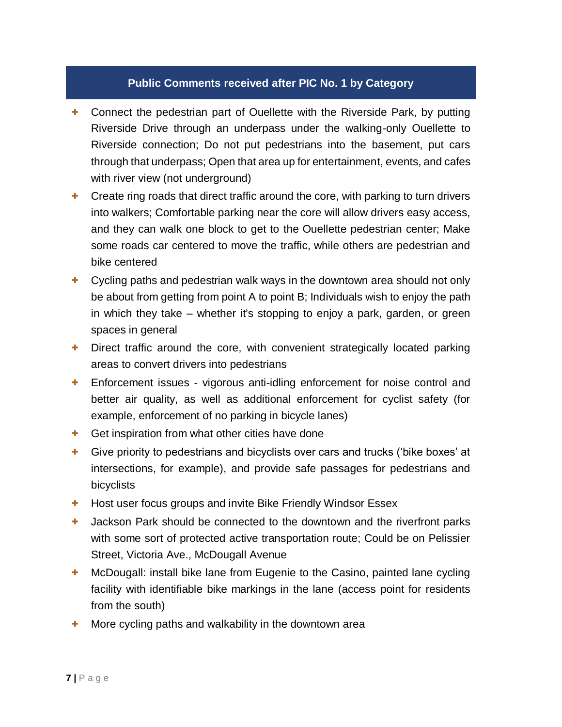## Public Comments received after PIC No. 1 by Category

- Connect the pedestrian part of Ouellette with the Riverside Park, by putting Riverside Drive through an underpass under the walking-only Ouellette to Riverside connection; Do not put pedestrians into the basement, put cars through that underpass; Open that area up for entertainment, events, and cafes with river view (not underground)
- Create ring roads that direct traffic around the core, with parking to turn drivers into walkers; Comfortable parking near the core will allow drivers easy access, and they can walk one block to get to the Ouellette pedestrian center; Make some roads car centered to move the traffic, while others are pedestrian and bike centered
- Cycling paths and pedestrian walk ways in the downtown area should not only be about from getting from point A to point B; Individuals wish to enjoy the path in which they take – whether it's stopping to enjoy a park, garden, or green spaces in general
- Direct traffic around the core, with convenient strategically located parking areas to convert drivers into pedestrians
- Enforcement issues - vigorous anti-idling enforcement for noise control and better air quality, as well as additional enforcement for cyclist safety (for example, enforcement of no parking in bicycle lanes)
- Get inspiration from what other cities have done
- Give priority to pedestrians and bicyclists over cars and trucks ('bike boxes' at intersections, for example), and provide safe passages for pedestrians and bicyclists
- Host user focus groups and invite Bike Friendly Windsor Essex
- Jackson Park should be connected to the downtown and the riverfront parks with some sort of protected active transportation route; Could be on Pelissier Street, Victoria Ave., McDougall Avenue
- McDougall: install bike lane from Eugenie to the Casino, painted lane cycling facility with identifiable bike markings in the lane (access point for residents from the south)
- More cycling paths and walkability in the downtown area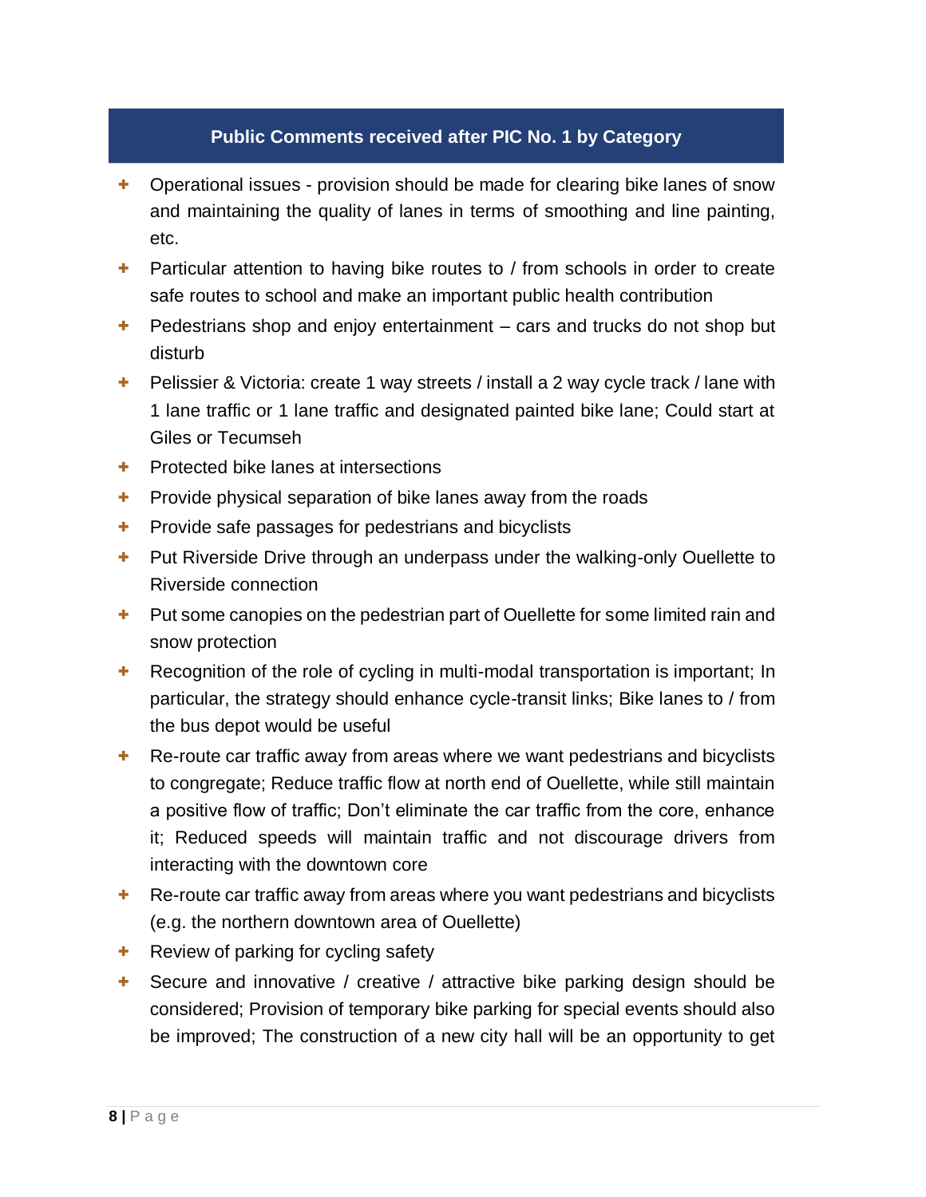## Public Comments received after PIC No. 1 by Category

- Operational issues - provision should be made for clearing bike lanes of snow and maintaining the quality of lanes in terms of smoothing and line painting, etc.
- Particular attention to having bike routes to / from schools in order to create safe routes to school and make an important public health contribution
- Pedestrians shop and enjoy entertainment – cars and trucks do not shop but disturb
- Pelissier & Victoria: create 1 way streets / install a 2 way cycle track / lane with 1 lane traffic or 1 lane traffic and designated painted bike lane; Could start at Giles or Tecumseh
- Protected bike lanes at intersections
- Provide physical separation of bike lanes away from the roads
- Provide safe passages for pedestrians and bicyclists
- Put Riverside Drive through an underpass under the walking-only Ouellette to Riverside connection
- Put some canopies on the pedestrian part of Ouellette for some limited rain and snow protection
- Recognition of the role of cycling in multi-modal transportation is important; In particular, the strategy should enhance cycle-transit links; Bike lanes to / from the bus depot would be useful
- Re-route car traffic away from areas where we want pedestrians and bicyclists to congregate; Reduce traffic flow at north end of Ouellette, while still maintain a positive flow of traffic; Don't eliminate the car traffic from the core, enhance it; Reduced speeds will maintain traffic and not discourage drivers from interacting with the downtown core
- Re-route car traffic away from areas where you want pedestrians and bicyclists (e.g. the northern downtown area of Ouellette)
- Review of parking for cycling safety
- Secure and innovative / creative / attractive bike parking design should be considered; Provision of temporary bike parking for special events should also be improved; The construction of a new city hall will be an opportunity to get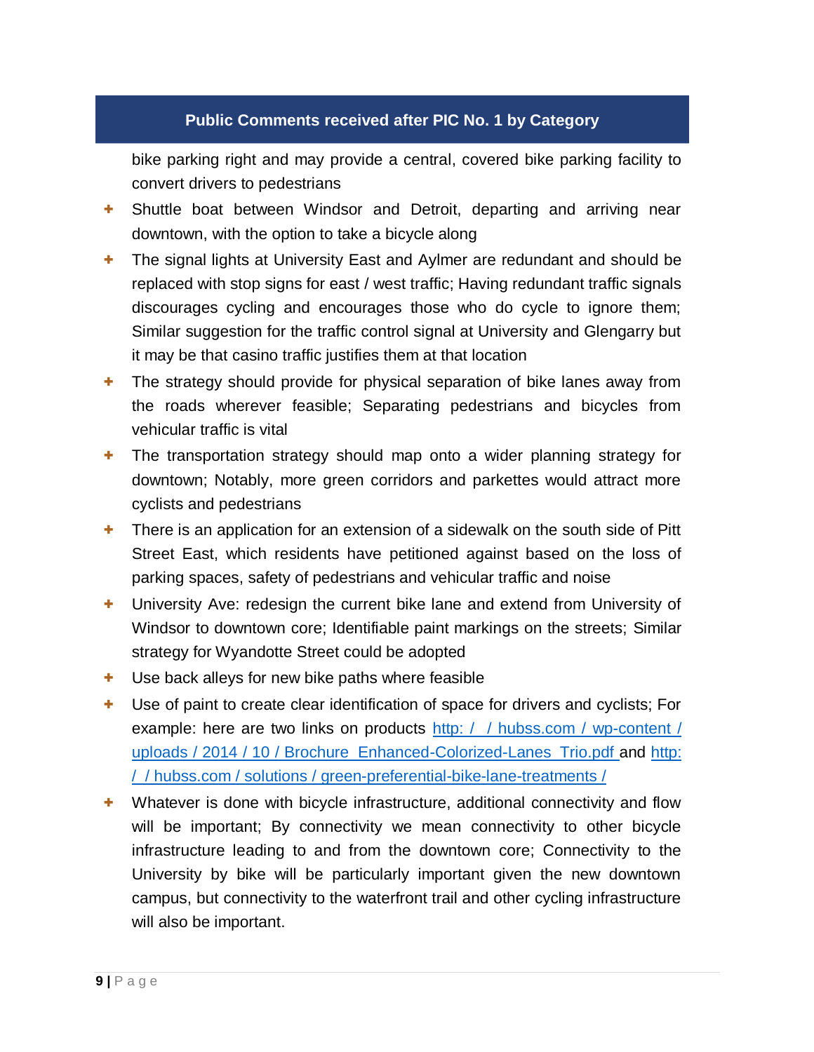## Public Comments received after PIC No. 1 by Category

bike parking right and may provide a central, covered bike parking facility to convert drivers to pedestrians

- Shuttle boat between Windsor and Detroit, departing and arriving near downtown, with the option to take a bicycle along
- The signal lights at University East and Aylmer are redundant and should be replaced with stop signs for east / west traffic; Having redundant traffic signals discourages cycling and encourages those who do cycle to ignore them; Similar suggestion for the traffic control signal at University and Glengarry but it may be that casino traffic justifies them at that location
- The strategy should provide for physical separation of bike lanes away from the roads wherever feasible; Separating pedestrians and bicycles from vehicular traffic is vital
- The transportation strategy should map onto a wider planning strategy for downtown; Notably, more green corridors and parkettes would attract more cyclists and pedestrians
- There is an application for an extension of a sidewalk on the south side of Pitt Street East, which residents have petitioned against based on the loss of parking spaces, safety of pedestrians and vehicular traffic and noise
- University Ave: redesign the current bike lane and extend from University of Windsor to downtown core; Identifiable paint markings on the streets; Similar strategy for Wyandotte Street could be adopted
- Use back alleys for new bike paths where feasible
- Use of paint to create clear identification of space for drivers and cyclists; For example: here are two links on products http: /  / hubss.com / wp-content / uploads / 2014 / 10 / Brochure_Enhanced-Colorized-Lanes_Trio.pdf and http: /  / hubss.com / solutions / green-preferential-bike-lane-treatments /
- Whatever is done with bicycle infrastructure, additional connectivity and flow will be important; By connectivity we mean connectivity to other bicycle infrastructure leading to and from the downtown core; Connectivity to the University by bike will be particularly important given the new downtown campus, but connectivity to the waterfront trail and other cycling infrastructure will also be important.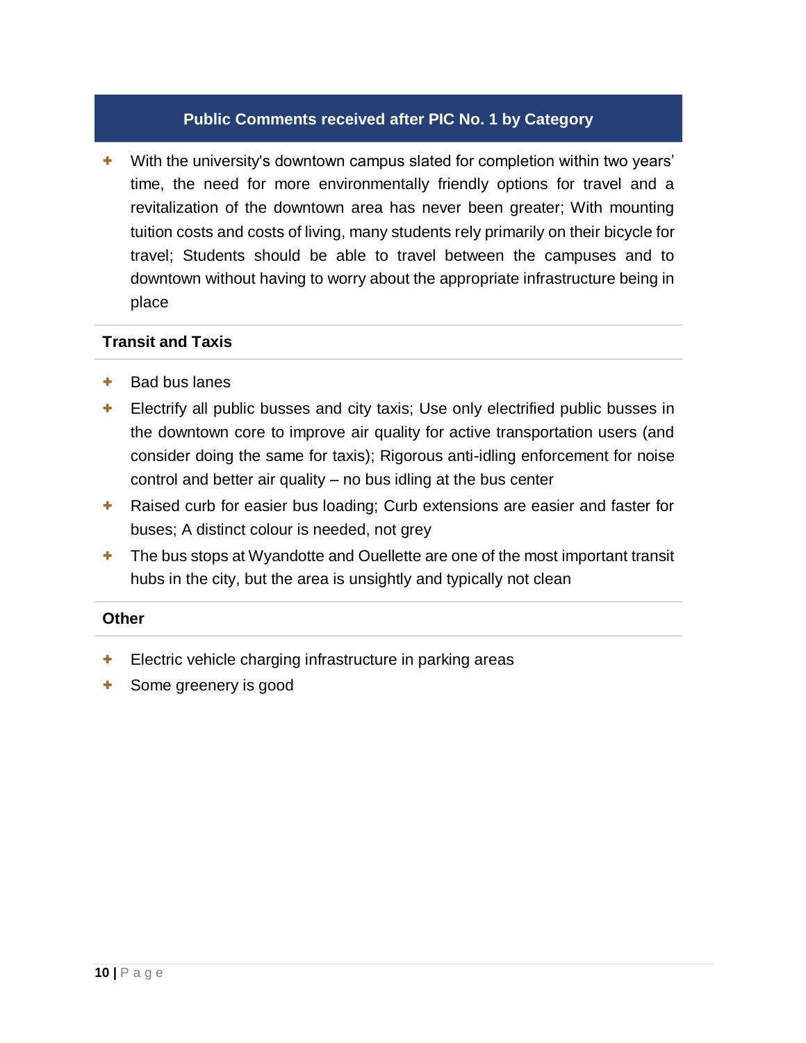## Public Comments received after PIC No. 1 by Category

- With the university's downtown campus slated for completion within two years' time, the need for more environmentally friendly options for travel and a revitalization of the downtown area has never been greater; With mounting tuition costs and costs of living, many students rely primarily on their bicycle for travel; Students should be able to travel between the campuses and to downtown without having to worry about the appropriate infrastructure being in place

### Transit and Taxis

- Bad bus lanes
- Electrify all public busses and city taxis; Use only electrified public busses in the downtown core to improve air quality for active transportation users (and consider doing the same for taxis); Rigorous anti-idling enforcement for noise control and better air quality – no bus idling at the bus center
- Raised curb for easier bus loading; Curb extensions are easier and faster for buses; A distinct colour is needed, not grey
- The bus stops at Wyandotte and Ouellette are one of the most important transit hubs in the city, but the area is unsightly and typically not clean

### Other

- Electric vehicle charging infrastructure in parking areas
- Some greenery is good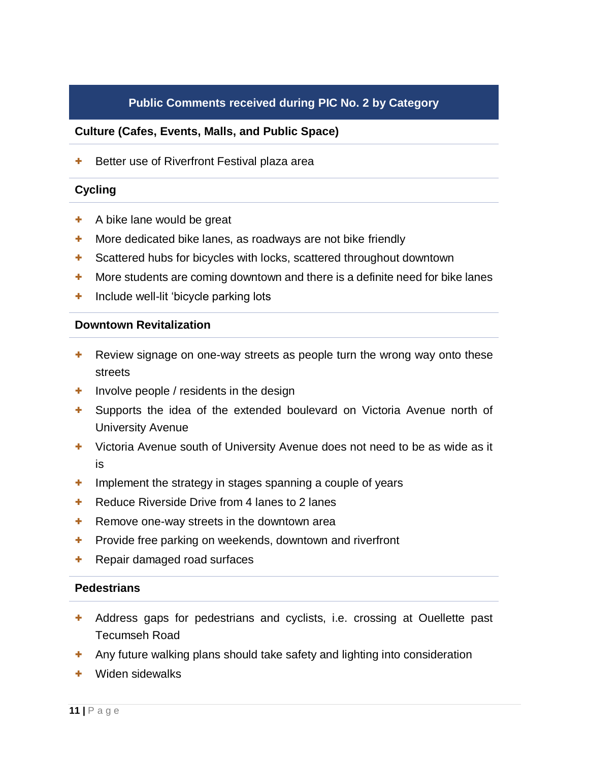## Public Comments received during PIC No. 2 by Category

### Culture (Cafes, Events, Malls, and Public Space)

- Better use of Riverfront Festival plaza area

### Cycling

- A bike lane would be great
- More dedicated bike lanes, as roadways are not bike friendly
- Scattered hubs for bicycles with locks, scattered throughout downtown
- More students are coming downtown and there is a definite need for bike lanes
- Include well-lit 'bicycle parking lots

### Downtown Revitalization

- Review signage on one-way streets as people turn the wrong way onto these streets
- Involve people / residents in the design
- Supports the idea of the extended boulevard on Victoria Avenue north of University Avenue
- Victoria Avenue south of University Avenue does not need to be as wide as it is
- Implement the strategy in stages spanning a couple of years
- Reduce Riverside Drive from 4 lanes to 2 lanes
- Remove one-way streets in the downtown area
- Provide free parking on weekends, downtown and riverfront
- Repair damaged road surfaces

### Pedestrians

- Address gaps for pedestrians and cyclists, i.e. crossing at Ouellette past Tecumseh Road
- Any future walking plans should take safety and lighting into consideration
- Widen sidewalks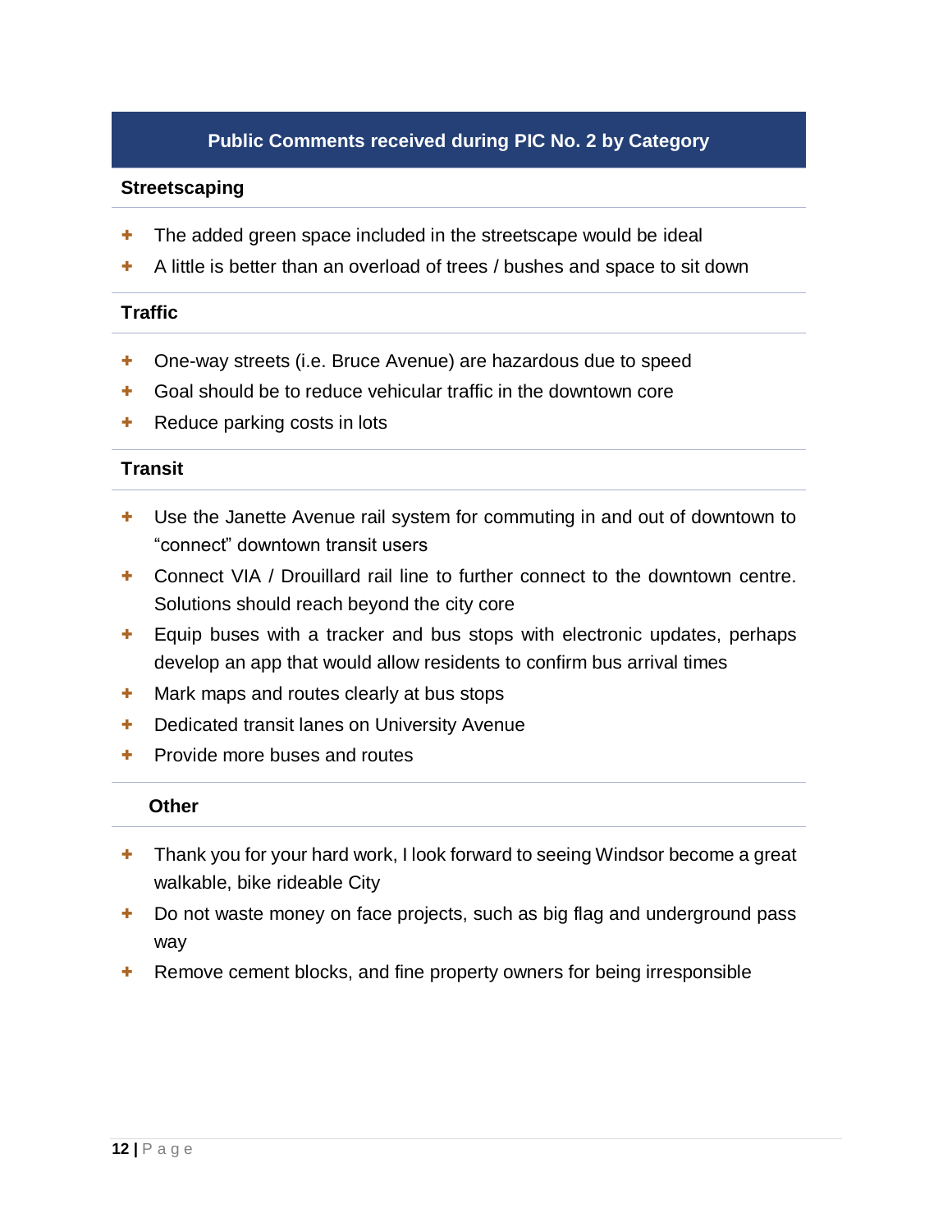## Public Comments received during PIC No. 2 by Category

### Streetscaping

- The added green space included in the streetscape would be ideal
- A little is better than an overload of trees / bushes and space to sit down

### Traffic

- One-way streets (i.e. Bruce Avenue) are hazardous due to speed
- Goal should be to reduce vehicular traffic in the downtown core
- Reduce parking costs in lots

### Transit

- Use the Janette Avenue rail system for commuting in and out of downtown to "connect" downtown transit users
- Connect VIA / Drouillard rail line to further connect to the downtown centre. Solutions should reach beyond the city core
- Equip buses with a tracker and bus stops with electronic updates, perhaps develop an app that would allow residents to confirm bus arrival times
- Mark maps and routes clearly at bus stops
- Dedicated transit lanes on University Avenue
- Provide more buses and routes

### Other

- Thank you for your hard work, I look forward to seeing Windsor become a great walkable, bike rideable City
- Do not waste money on face projects, such as big flag and underground pass way
- Remove cement blocks, and fine property owners for being irresponsible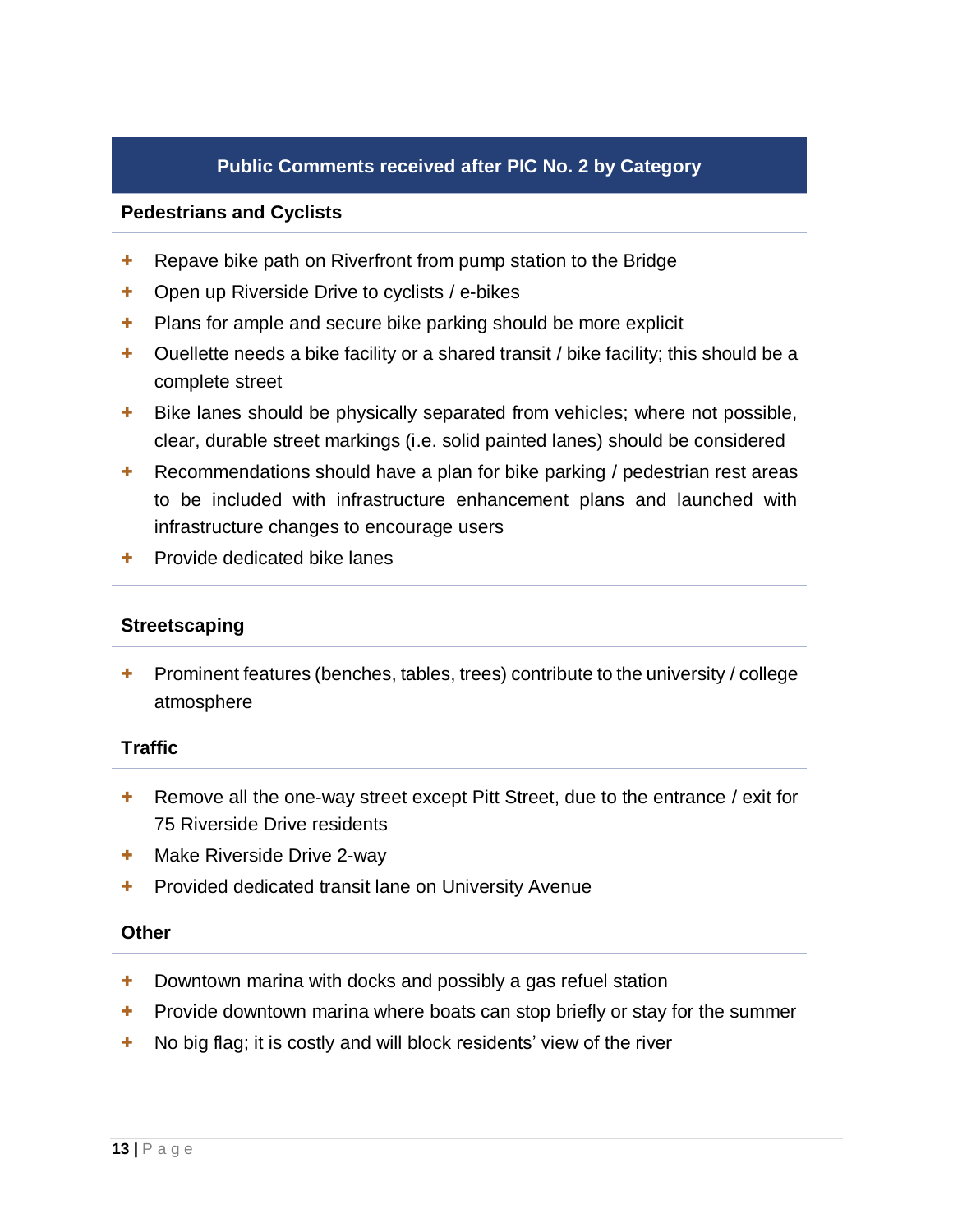## Public Comments received after PIC No. 2 by Category

### Pedestrians and Cyclists

- Repave bike path on Riverfront from pump station to the Bridge
- Open up Riverside Drive to cyclists / e-bikes
- Plans for ample and secure bike parking should be more explicit
- Ouellette needs a bike facility or a shared transit / bike facility; this should be a complete street
- Bike lanes should be physically separated from vehicles; where not possible, clear, durable street markings (i.e. solid painted lanes) should be considered
- Recommendations should have a plan for bike parking / pedestrian rest areas to be included with infrastructure enhancement plans and launched with infrastructure changes to encourage users
- Provide dedicated bike lanes

### Streetscaping

- Prominent features (benches, tables, trees) contribute to the university / college atmosphere

### Traffic

- Remove all the one-way street except Pitt Street, due to the entrance / exit for 75 Riverside Drive residents
- Make Riverside Drive 2-way
- Provided dedicated transit lane on University Avenue

### Other

- Downtown marina with docks and possibly a gas refuel station
- Provide downtown marina where boats can stop briefly or stay for the summer
- No big flag; it is costly and will block residents' view of the river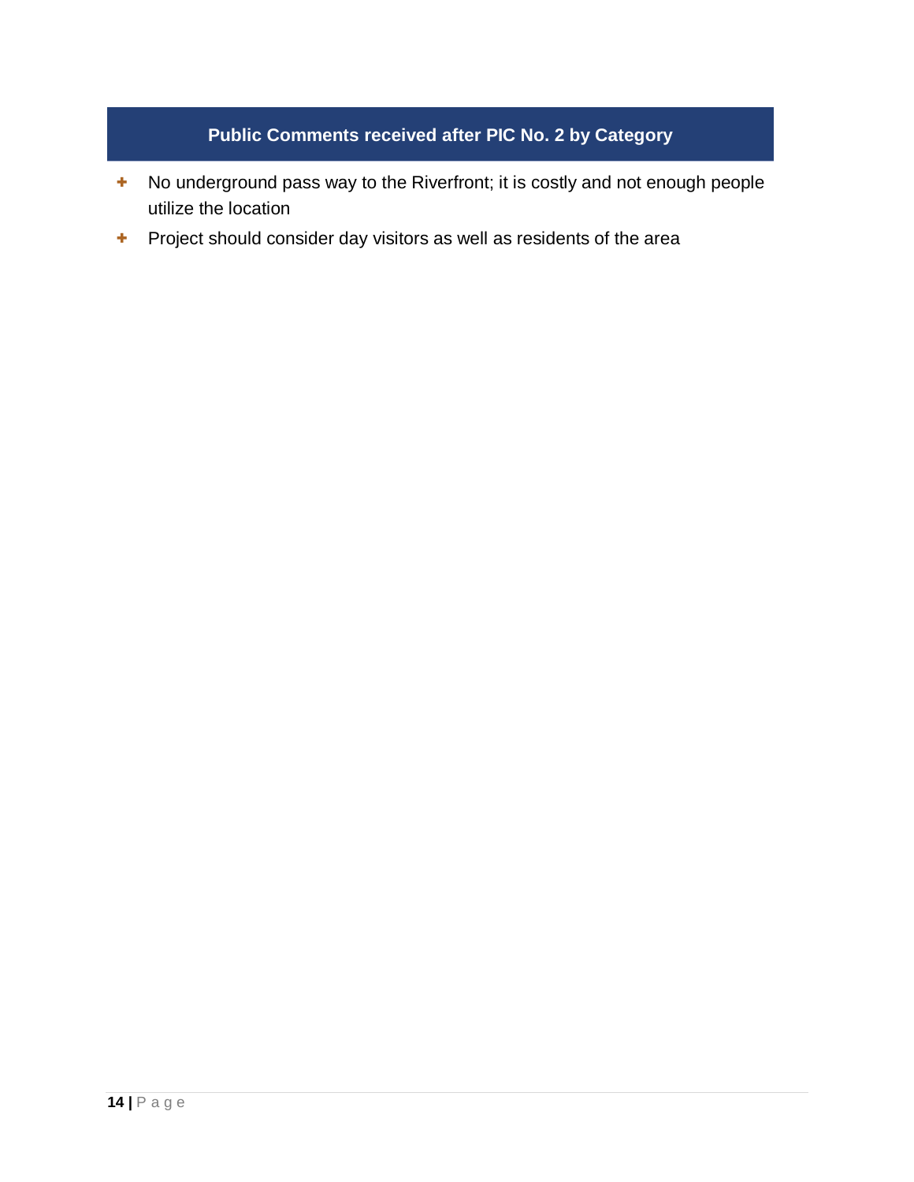## Public Comments received after PIC No. 2 by Category

- No underground pass way to the Riverfront; it is costly and not enough people utilize the location
- Project should consider day visitors as well as residents of the area